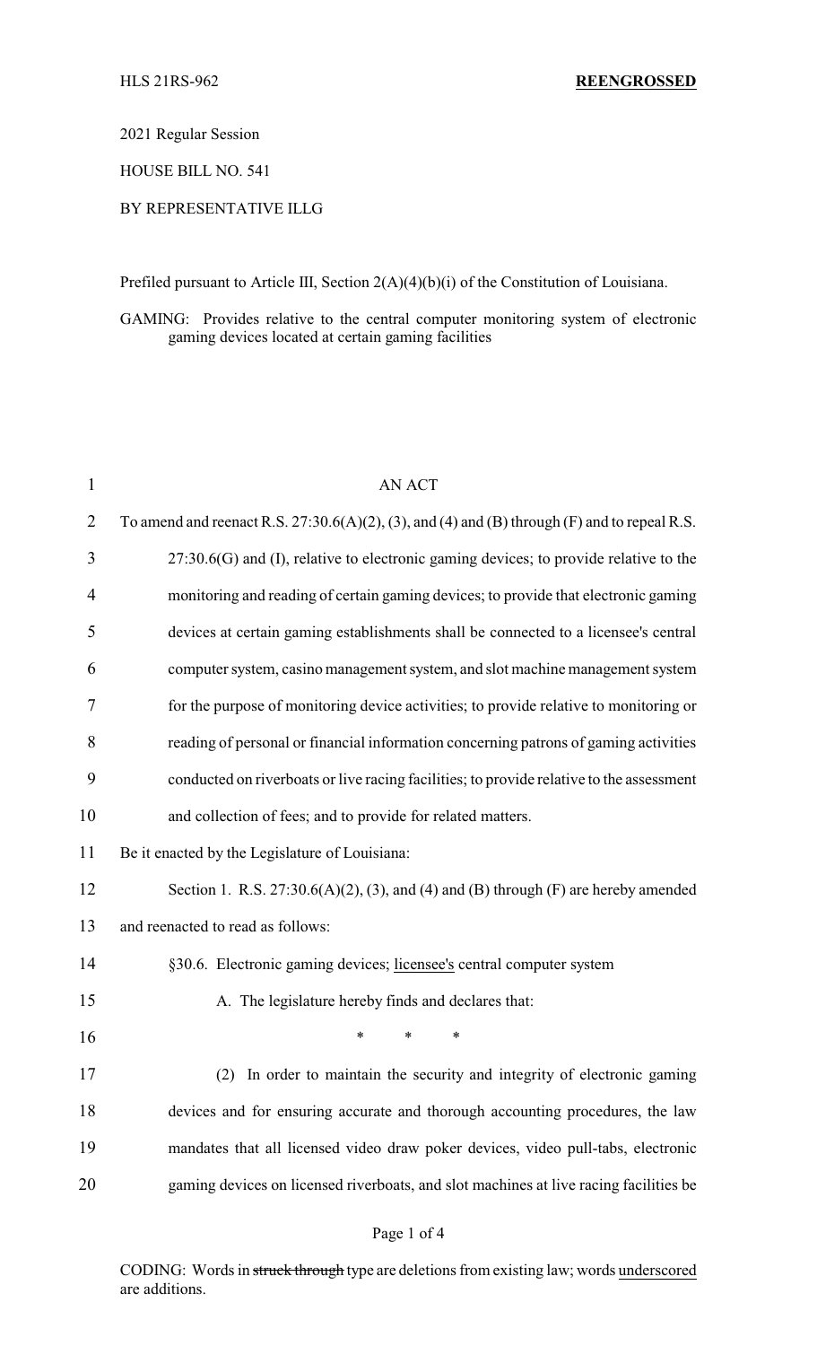HLS 21RS-962 **REENGROSSED**

2021 Regular Session

HOUSE BILL NO. 541

BY REPRESENTATIVE ILLG

Prefiled pursuant to Article III, Section 2(A)(4)(b)(i) of the Constitution of Louisiana.

GAMING: Provides relative to the central computer monitoring system of electronic gaming devices located at certain gaming facilities

AN ACT

To amend and reenact R.S. 27:30.6(A)(2), (3), and (4) and (B) through (F) and to repeal R.S. 27:30.6(G) and (I), relative to electronic gaming devices; to provide relative to the monitoring and reading of certain gaming devices; to provide that electronic gaming devices at certain gaming establishments shall be connected to a licensee's central computer system, casino management system, and slot machine management system for the purpose of monitoring device activities; to provide relative to monitoring or reading of personal or financial information concerning patrons of gaming activities conducted on riverboats or live racing facilities; to provide relative to the assessment and collection of fees; and to provide for related matters.

Be it enacted by the Legislature of Louisiana:

Section 1. R.S. 27:30.6(A)(2), (3), and (4) and (B) through (F) are hereby amended and reenacted to read as follows:

§30.6. Electronic gaming devices; licensee's central computer system

A. The legislature hereby finds and declares that:

\* \* \*

(2) In order to maintain the security and integrity of electronic gaming devices and for ensuring accurate and thorough accounting procedures, the law mandates that all licensed video draw poker devices, video pull-tabs, electronic gaming devices on licensed riverboats, and slot machines at live racing facilities be

CODING: Words in ~~struck through~~ type are deletions from existing law; words underscored are additions.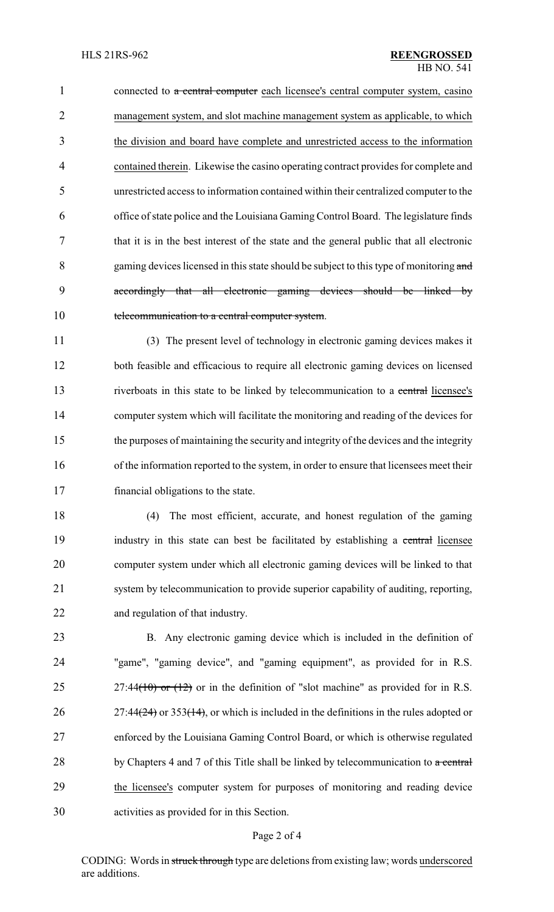connected to ~~a central computer~~ each licensee's central computer system, casino management system, and slot machine management system as applicable, to which the division and board have complete and unrestricted access to the information contained therein. Likewise the casino operating contract provides for complete and unrestricted access to information contained within their centralized computer to the office of state police and the Louisiana Gaming Control Board. The legislature finds that it is in the best interest of the state and the general public that all electronic gaming devices licensed in this state should be subject to this type of monitoring ~~and accordingly that all electronic gaming devices should be linked by telecommunication to a central computer system~~.

(3) The present level of technology in electronic gaming devices makes it both feasible and efficacious to require all electronic gaming devices on licensed riverboats in this state to be linked by telecommunication to a ~~central~~ licensee's computer system which will facilitate the monitoring and reading of the devices for the purposes of maintaining the security and integrity of the devices and the integrity of the information reported to the system, in order to ensure that licensees meet their financial obligations to the state.

(4) The most efficient, accurate, and honest regulation of the gaming industry in this state can best be facilitated by establishing a ~~central~~ licensee computer system under which all electronic gaming devices will be linked to that system by telecommunication to provide superior capability of auditing, reporting, and regulation of that industry.

B. Any electronic gaming device which is included in the definition of "game", "gaming device", and "gaming equipment", as provided for in R.S. 27:44~~(10) or (12)~~ or in the definition of "slot machine" as provided for in R.S. 27:44~~(24)~~ or 353~~(14)~~, or which is included in the definitions in the rules adopted or enforced by the Louisiana Gaming Control Board, or which is otherwise regulated by Chapters 4 and 7 of this Title shall be linked by telecommunication to ~~a central~~ the licensee's computer system for purposes of monitoring and reading device activities as provided for in this Section.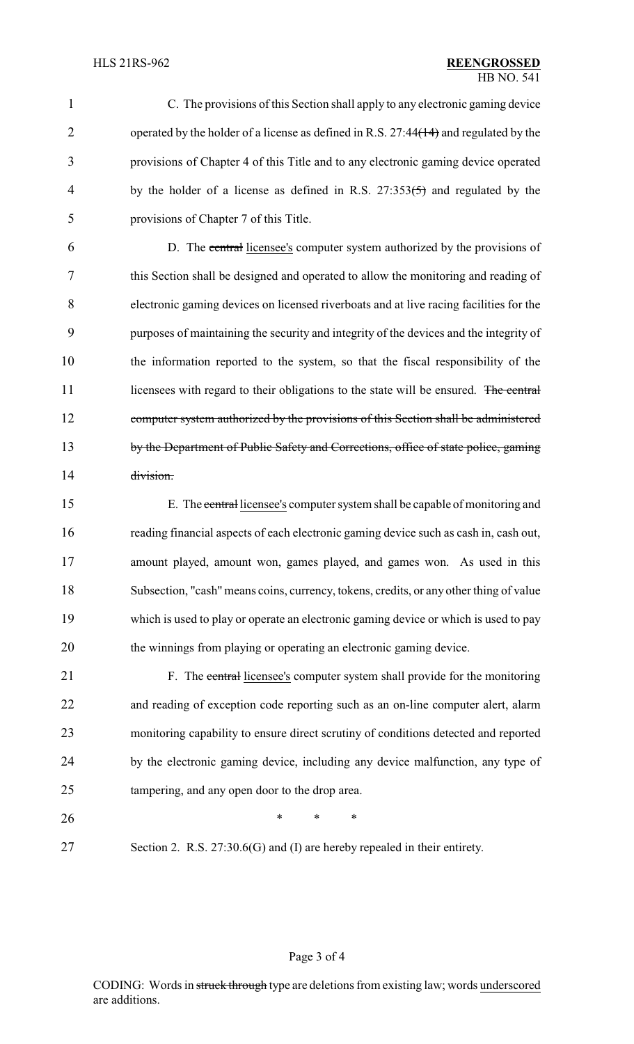C. The provisions of this Section shall apply to any electronic gaming device operated by the holder of a license as defined in R.S. 27:44~~(14)~~ and regulated by the provisions of Chapter 4 of this Title and to any electronic gaming device operated by the holder of a license as defined in R.S. 27:353~~(5)~~ and regulated by the provisions of Chapter 7 of this Title.

D. The ~~central~~ <u>licensee's</u> computer system authorized by the provisions of this Section shall be designed and operated to allow the monitoring and reading of electronic gaming devices on licensed riverboats and at live racing facilities for the purposes of maintaining the security and integrity of the devices and the integrity of the information reported to the system, so that the fiscal responsibility of the licensees with regard to their obligations to the state will be ensured. ~~The central computer system authorized by the provisions of this Section shall be administered by the Department of Public Safety and Corrections, office of state police, gaming division.~~

E. The ~~central~~ <u>licensee's</u> computer system shall be capable of monitoring and reading financial aspects of each electronic gaming device such as cash in, cash out, amount played, amount won, games played, and games won. As used in this Subsection, "cash" means coins, currency, tokens, credits, or any other thing of value which is used to play or operate an electronic gaming device or which is used to pay the winnings from playing or operating an electronic gaming device.

F. The ~~central~~ <u>licensee's</u> computer system shall provide for the monitoring and reading of exception code reporting such as an on-line computer alert, alarm monitoring capability to ensure direct scrutiny of conditions detected and reported by the electronic gaming device, including any device malfunction, any type of tampering, and any open door to the drop area.

\* \* \*

Section 2. R.S. 27:30.6(G) and (I) are hereby repealed in their entirety.

CODING: Words in ~~struck through~~ type are deletions from existing law; words <u>underscored</u> are additions.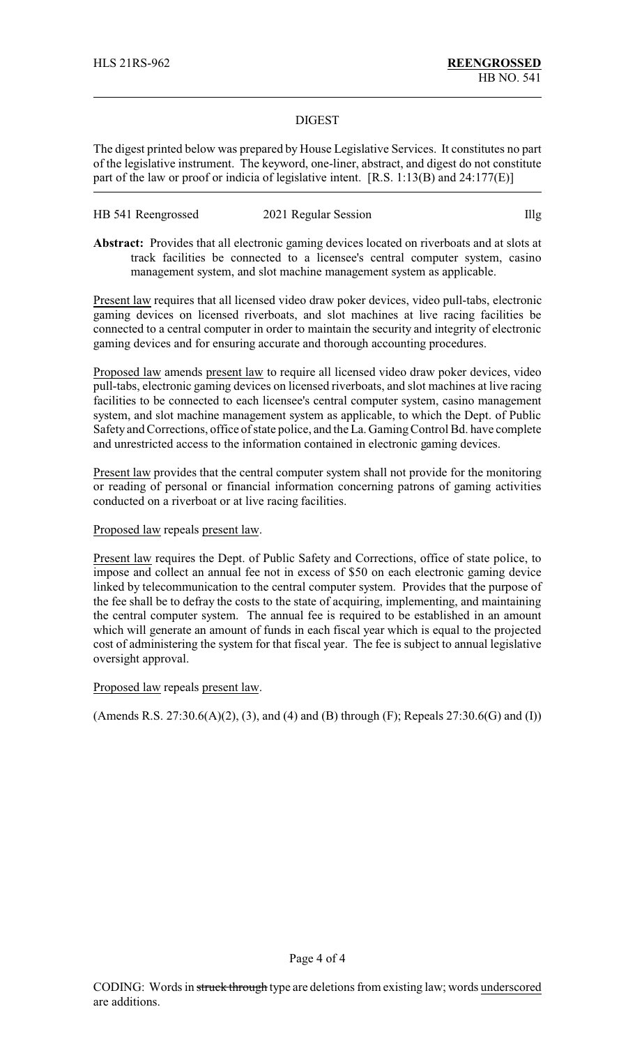HLS 21RS-962 **REENGROSSED**
HB NO. 541

## DIGEST

The digest printed below was prepared by House Legislative Services. It constitutes no part of the legislative instrument. The keyword, one-liner, abstract, and digest do not constitute part of the law or proof or indicia of legislative intent. [R.S. 1:13(B) and 24:177(E)]

HB 541 Reengrossed 2021 Regular Session Illg

**Abstract:** Provides that all electronic gaming devices located on riverboats and at slots at track facilities be connected to a licensee's central computer system, casino management system, and slot machine management system as applicable.

Present law requires that all licensed video draw poker devices, video pull-tabs, electronic gaming devices on licensed riverboats, and slot machines at live racing facilities be connected to a central computer in order to maintain the security and integrity of electronic gaming devices and for ensuring accurate and thorough accounting procedures.

Proposed law amends present law to require all licensed video draw poker devices, video pull-tabs, electronic gaming devices on licensed riverboats, and slot machines at live racing facilities to be connected to each licensee's central computer system, casino management system, and slot machine management system as applicable, to which the Dept. of Public Safety and Corrections, office of state police, and the La. Gaming Control Bd. have complete and unrestricted access to the information contained in electronic gaming devices.

Present law provides that the central computer system shall not provide for the monitoring or reading of personal or financial information concerning patrons of gaming activities conducted on a riverboat or at live racing facilities.

Proposed law repeals present law.

Present law requires the Dept. of Public Safety and Corrections, office of state police, to impose and collect an annual fee not in excess of $50 on each electronic gaming device linked by telecommunication to the central computer system. Provides that the purpose of the fee shall be to defray the costs to the state of acquiring, implementing, and maintaining the central computer system. The annual fee is required to be established in an amount which will generate an amount of funds in each fiscal year which is equal to the projected cost of administering the system for that fiscal year. The fee is subject to annual legislative oversight approval.

Proposed law repeals present law.

(Amends R.S. 27:30.6(A)(2), (3), and (4) and (B) through (F); Repeals 27:30.6(G) and (I))

CODING: Words in ~~struck through~~ type are deletions from existing law; words underscored are additions.